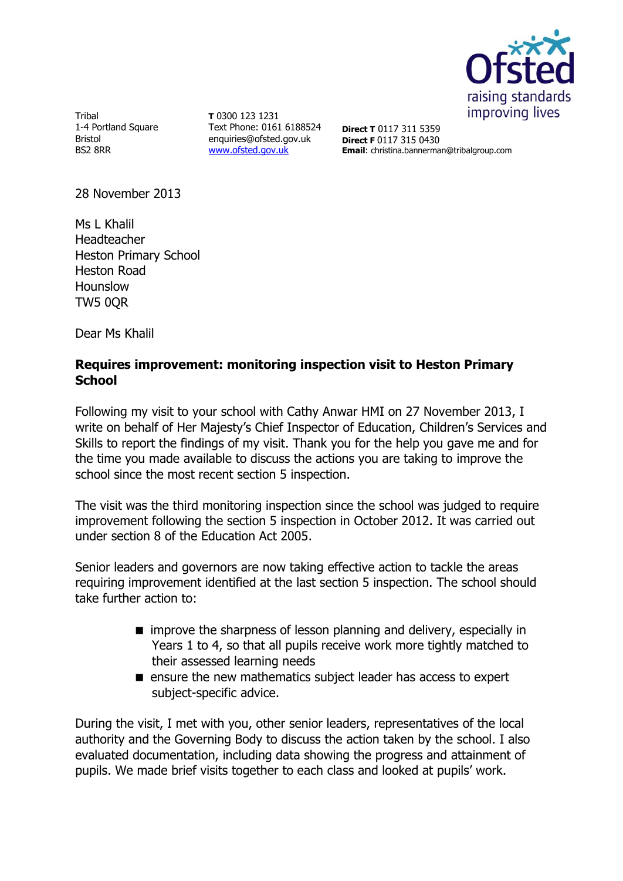Tribal
1-4 Portland Square
Bristol
BS2 8RR

**T** 0300 123 1231
Text Phone: 0161 6188524
enquiries@ofsted.gov.uk
[www.ofsted.gov.uk](http://www.ofsted.gov.uk)

**Direct T** 0117 311 5359
**Direct F** 0117 315 0430
**Email**: christina.bannerman@tribalgroup.com

28 November 2013

Ms L Khalil
Headteacher
Heston Primary School
Heston Road
Hounslow
TW5 0QR

Dear Ms Khalil

**Requires improvement: monitoring inspection visit to Heston Primary School**

Following my visit to your school with Cathy Anwar HMI on 27 November 2013, I write on behalf of Her Majesty's Chief Inspector of Education, Children's Services and Skills to report the findings of my visit. Thank you for the help you gave me and for the time you made available to discuss the actions you are taking to improve the school since the most recent section 5 inspection.

The visit was the third monitoring inspection since the school was judged to require improvement following the section 5 inspection in October 2012. It was carried out under section 8 of the Education Act 2005.

Senior leaders and governors are now taking effective action to tackle the areas requiring improvement identified at the last section 5 inspection. The school should take further action to:

- improve the sharpness of lesson planning and delivery, especially in Years 1 to 4, so that all pupils receive work more tightly matched to their assessed learning needs
- ensure the new mathematics subject leader has access to expert subject-specific advice.

During the visit, I met with you, other senior leaders, representatives of the local authority and the Governing Body to discuss the action taken by the school. I also evaluated documentation, including data showing the progress and attainment of pupils. We made brief visits together to each class and looked at pupils' work.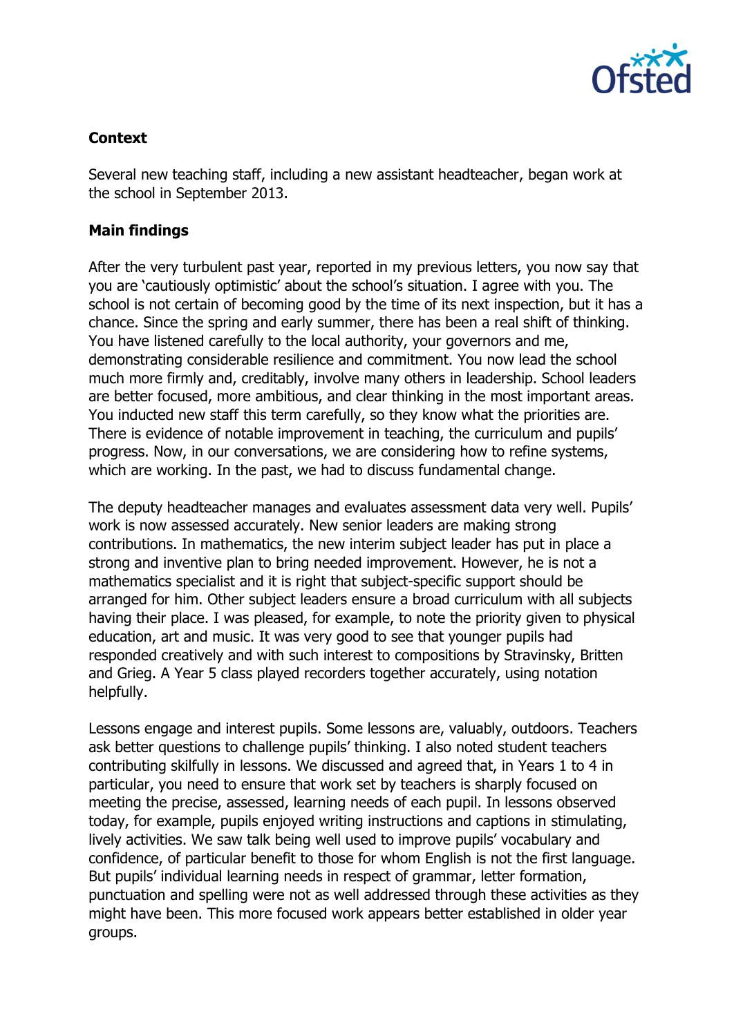## Context

Several new teaching staff, including a new assistant headteacher, began work at the school in September 2013.

## Main findings

After the very turbulent past year, reported in my previous letters, you now say that you are 'cautiously optimistic' about the school's situation. I agree with you. The school is not certain of becoming good by the time of its next inspection, but it has a chance. Since the spring and early summer, there has been a real shift of thinking. You have listened carefully to the local authority, your governors and me, demonstrating considerable resilience and commitment. You now lead the school much more firmly and, creditably, involve many others in leadership. School leaders are better focused, more ambitious, and clear thinking in the most important areas. You inducted new staff this term carefully, so they know what the priorities are. There is evidence of notable improvement in teaching, the curriculum and pupils' progress. Now, in our conversations, we are considering how to refine systems, which are working. In the past, we had to discuss fundamental change.

The deputy headteacher manages and evaluates assessment data very well. Pupils' work is now assessed accurately. New senior leaders are making strong contributions. In mathematics, the new interim subject leader has put in place a strong and inventive plan to bring needed improvement. However, he is not a mathematics specialist and it is right that subject-specific support should be arranged for him. Other subject leaders ensure a broad curriculum with all subjects having their place. I was pleased, for example, to note the priority given to physical education, art and music. It was very good to see that younger pupils had responded creatively and with such interest to compositions by Stravinsky, Britten and Grieg. A Year 5 class played recorders together accurately, using notation helpfully.

Lessons engage and interest pupils. Some lessons are, valuably, outdoors. Teachers ask better questions to challenge pupils' thinking. I also noted student teachers contributing skilfully in lessons. We discussed and agreed that, in Years 1 to 4 in particular, you need to ensure that work set by teachers is sharply focused on meeting the precise, assessed, learning needs of each pupil. In lessons observed today, for example, pupils enjoyed writing instructions and captions in stimulating, lively activities. We saw talk being well used to improve pupils' vocabulary and confidence, of particular benefit to those for whom English is not the first language. But pupils' individual learning needs in respect of grammar, letter formation, punctuation and spelling were not as well addressed through these activities as they might have been. This more focused work appears better established in older year groups.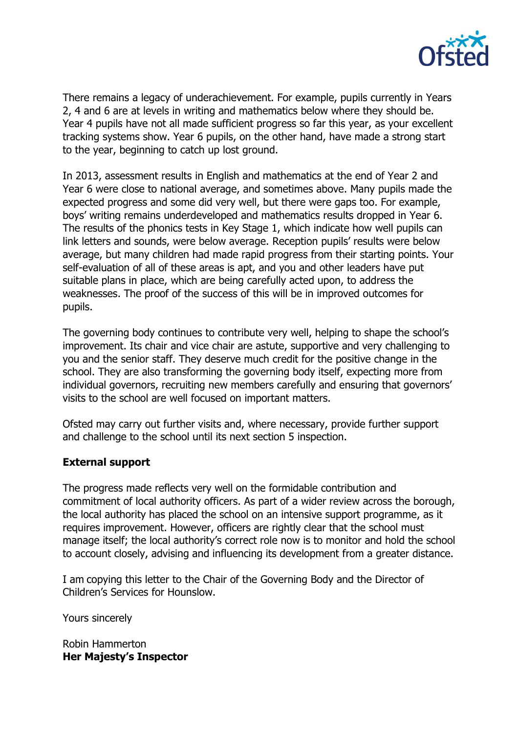There remains a legacy of underachievement. For example, pupils currently in Years 2, 4 and 6 are at levels in writing and mathematics below where they should be. Year 4 pupils have not all made sufficient progress so far this year, as your excellent tracking systems show. Year 6 pupils, on the other hand, have made a strong start to the year, beginning to catch up lost ground.

In 2013, assessment results in English and mathematics at the end of Year 2 and Year 6 were close to national average, and sometimes above. Many pupils made the expected progress and some did very well, but there were gaps too. For example, boys' writing remains underdeveloped and mathematics results dropped in Year 6. The results of the phonics tests in Key Stage 1, which indicate how well pupils can link letters and sounds, were below average. Reception pupils' results were below average, but many children had made rapid progress from their starting points. Your self-evaluation of all of these areas is apt, and you and other leaders have put suitable plans in place, which are being carefully acted upon, to address the weaknesses. The proof of the success of this will be in improved outcomes for pupils.

The governing body continues to contribute very well, helping to shape the school's improvement. Its chair and vice chair are astute, supportive and very challenging to you and the senior staff. They deserve much credit for the positive change in the school. They are also transforming the governing body itself, expecting more from individual governors, recruiting new members carefully and ensuring that governors' visits to the school are well focused on important matters.

Ofsted may carry out further visits and, where necessary, provide further support and challenge to the school until its next section 5 inspection.

**External support**

The progress made reflects very well on the formidable contribution and commitment of local authority officers. As part of a wider review across the borough, the local authority has placed the school on an intensive support programme, as it requires improvement. However, officers are rightly clear that the school must manage itself; the local authority's correct role now is to monitor and hold the school to account closely, advising and influencing its development from a greater distance.

I am copying this letter to the Chair of the Governing Body and the Director of Children's Services for Hounslow.

Yours sincerely

Robin Hammerton
**Her Majesty's Inspector**